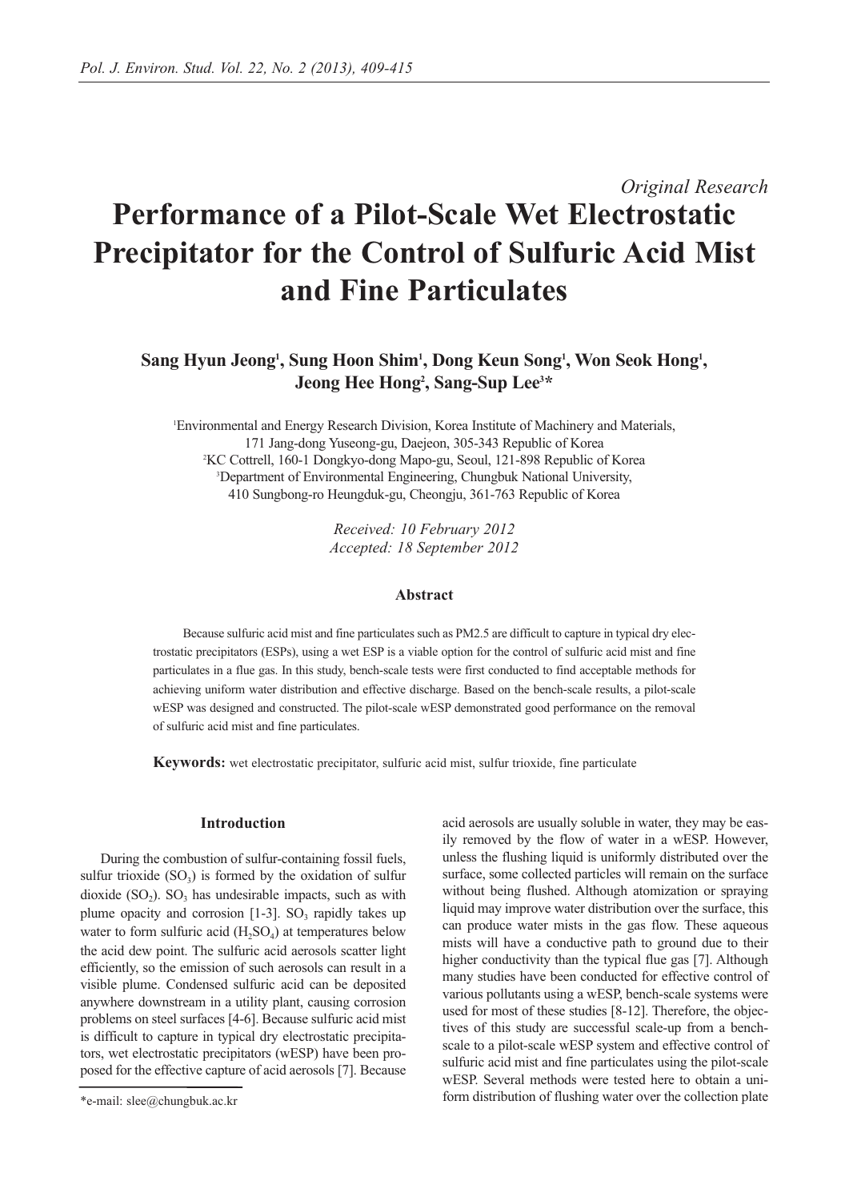*Original Research*

# Performance of a Pilot-Scale Wet Electrostatic Precipitator for the Control of Sulfuric Acid Mist and Fine Particulates

**Sang Hyun Jeong[1], Sung Hoon Shim[1], Dong Keun Song[1], Won Seok Hong[1], Jeong Hee Hong[2], Sang-Sup Lee[3]***

[1]Environmental and Energy Research Division, Korea Institute of Machinery and Materials, 171 Jang-dong Yuseong-gu, Daejeon, 305-343 Republic of Korea
[2]KC Cottrell, 160-1 Dongkyo-dong Mapo-gu, Seoul, 121-898 Republic of Korea
[3]Department of Environmental Engineering, Chungbuk National University, 410 Sungbong-ro Heungduk-gu, Cheongju, 361-763 Republic of Korea

*Received: 10 February 2012*
*Accepted: 18 September 2012*

### Abstract

Because sulfuric acid mist and fine particulates such as PM2.5 are difficult to capture in typical dry electrostatic precipitators (ESPs), using a wet ESP is a viable option for the control of sulfuric acid mist and fine particulates in a flue gas. In this study, bench-scale tests were first conducted to find acceptable methods for achieving uniform water distribution and effective discharge. Based on the bench-scale results, a pilot-scale wESP was designed and constructed. The pilot-scale wESP demonstrated good performance on the removal of sulfuric acid mist and fine particulates.

**Keywords:** wet electrostatic precipitator, sulfuric acid mist, sulfur trioxide, fine particulate

## Introduction

During the combustion of sulfur-containing fossil fuels, sulfur trioxide ($SO_3$) is formed by the oxidation of sulfur dioxide ($SO_2$). $SO_3$ has undesirable impacts, such as with plume opacity and corrosion [1-3]. $SO_3$ rapidly takes up water to form sulfuric acid ($H_2SO_4$) at temperatures below the acid dew point. The sulfuric acid aerosols scatter light efficiently, so the emission of such aerosols can result in a visible plume. Condensed sulfuric acid can be deposited anywhere downstream in a utility plant, causing corrosion problems on steel surfaces [4-6]. Because sulfuric acid mist is difficult to capture in typical dry electrostatic precipitators, wet electrostatic precipitators (wESP) have been proposed for the effective capture of acid aerosols [7]. Because acid aerosols are usually soluble in water, they may be easily removed by the flow of water in a wESP. However, unless the flushing liquid is uniformly distributed over the surface, some collected particles will remain on the surface without being flushed. Although atomization or spraying liquid may improve water distribution over the surface, this can produce water mists in the gas flow. These aqueous mists will have a conductive path to ground due to their higher conductivity than the typical flue gas [7]. Although many studies have been conducted for effective control of various pollutants using a wESP, bench-scale systems were used for most of these studies [8-12]. Therefore, the objectives of this study are successful scale-up from a bench-scale to a pilot-scale wESP system and effective control of sulfuric acid mist and fine particulates using the pilot-scale wESP. Several methods were tested here to obtain a uniform distribution of flushing water over the collection plate

*e-mail: slee@chungbuk.ac.kr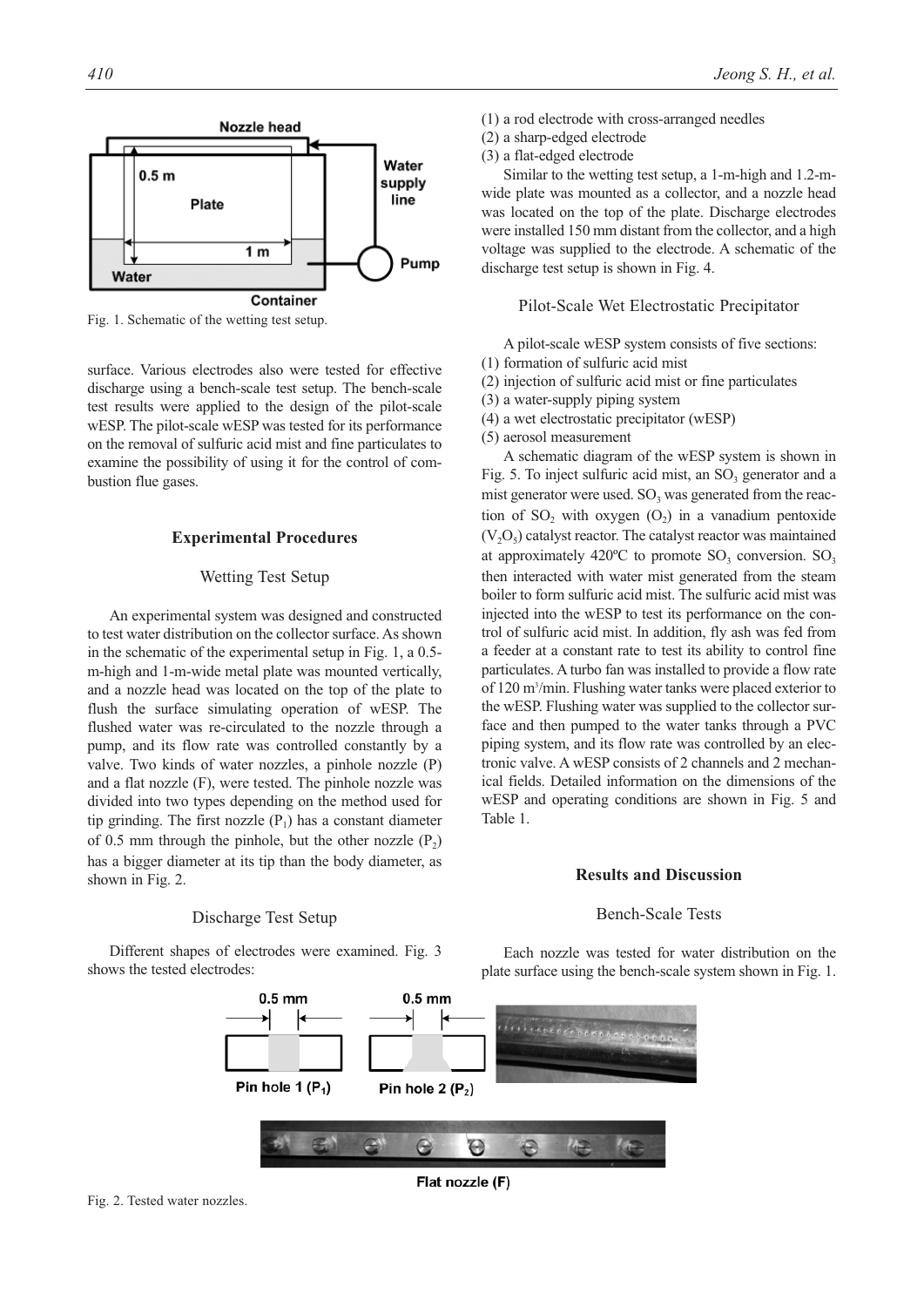Fig. 1. Schematic of the wetting test setup.

surface. Various electrodes also were tested for effective discharge using a bench-scale test setup. The bench-scale test results were applied to the design of the pilot-scale wESP. The pilot-scale wESP was tested for its performance on the removal of sulfuric acid mist and fine particulates to examine the possibility of using it for the control of combustion flue gases.

## Experimental Procedures

### Wetting Test Setup

An experimental system was designed and constructed to test water distribution on the collector surface. As shown in the schematic of the experimental setup in Fig. 1, a 0.5-m-high and 1-m-wide metal plate was mounted vertically, and a nozzle head was located on the top of the plate to flush the surface simulating operation of wESP. The flushed water was re-circulated to the nozzle through a pump, and its flow rate was controlled constantly by a valve. Two kinds of water nozzles, a pinhole nozzle (P) and a flat nozzle (F), were tested. The pinhole nozzle was divided into two types depending on the method used for tip grinding. The first nozzle ($P_1$) has a constant diameter of 0.5 mm through the pinhole, but the other nozzle ($P_2$) has a bigger diameter at its tip than the body diameter, as shown in Fig. 2.

### Discharge Test Setup

Different shapes of electrodes were examined. Fig. 3 shows the tested electrodes:

(1) a rod electrode with cross-arranged needles
(2) a sharp-edged electrode
(3) a flat-edged electrode

Similar to the wetting test setup, a 1-m-high and 1.2-m-wide plate was mounted as a collector, and a nozzle head was located on the top of the plate. Discharge electrodes were installed 150 mm distant from the collector, and a high voltage was supplied to the electrode. A schematic of the discharge test setup is shown in Fig. 4.

### Pilot-Scale Wet Electrostatic Precipitator

A pilot-scale wESP system consists of five sections:

(1) formation of sulfuric acid mist
(2) injection of sulfuric acid mist or fine particulates
(3) a water-supply piping system
(4) a wet electrostatic precipitator (wESP)
(5) aerosol measurement

A schematic diagram of the wESP system is shown in Fig. 5. To inject sulfuric acid mist, an $SO_3$ generator and a mist generator were used. $SO_3$ was generated from the reaction of $SO_2$ with oxygen ($O_2$) in a vanadium pentoxide ($V_2O_5$) catalyst reactor. The catalyst reactor was maintained at approximately 420ºC to promote $SO_3$ conversion. $SO_3$ then interacted with water mist generated from the steam boiler to form sulfuric acid mist. The sulfuric acid mist was injected into the wESP to test its performance on the control of sulfuric acid mist. In addition, fly ash was fed from a feeder at a constant rate to test its ability to control fine particulates. A turbo fan was installed to provide a flow rate of 120 $m^3$/min. Flushing water tanks were placed exterior to the wESP. Flushing water was supplied to the collector surface and then pumped to the water tanks through a PVC piping system, and its flow rate was controlled by an electronic valve. A wESP consists of 2 channels and 2 mechanical fields. Detailed information on the dimensions of the wESP and operating conditions are shown in Fig. 5 and Table 1.

## Results and Discussion

### Bench-Scale Tests

Each nozzle was tested for water distribution on the plate surface using the bench-scale system shown in Fig. 1.

Fig. 2. Tested water nozzles.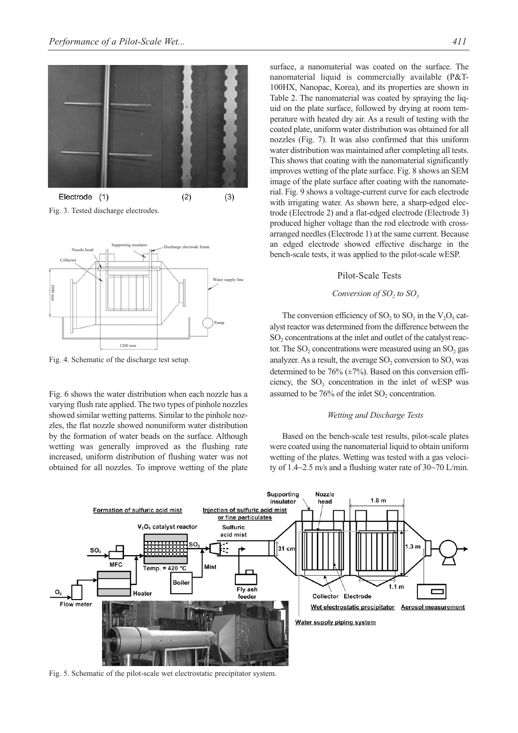Fig. 3. Tested discharge electrodes.

Fig. 4. Schematic of the discharge test setup.

Fig. 6 shows the water distribution when each nozzle has a varying flush rate applied. The two types of pinhole nozzles showed similar wetting patterns. Similar to the pinhole nozzles, the flat nozzle showed nonuniform water distribution by the formation of water beads on the surface. Although wetting was generally improved as the flushing rate increased, uniform distribution of flushing water was not obtained for all nozzles. To improve wetting of the plate surface, a nanomaterial was coated on the surface. The nanomaterial liquid is commercially available (P&T-100HX, Nanopac, Korea), and its properties are shown in Table 2. The nanomaterial was coated by spraying the liquid on the plate surface, followed by drying at room temperature with heated dry air. As a result of testing with the coated plate, uniform water distribution was obtained for all nozzles (Fig. 7). It was also confirmed that this uniform water distribution was maintained after completing all tests. This shows that coating with the nanomaterial significantly improves wetting of the plate surface. Fig. 8 shows an SEM image of the plate surface after coating with the nanomaterial. Fig. 9 shows a voltage-current curve for each electrode with irrigating water. As shown here, a sharp-edged electrode (Electrode 2) and a flat-edged electrode (Electrode 3) produced higher voltage than the rod electrode with cross-arranged needles (Electrode 1) at the same current. Because an edged electrode showed effective discharge in the bench-scale tests, it was applied to the pilot-scale wESP.

## Pilot-Scale Tests

### *Conversion of $SO_2$ to $SO_3$*

The conversion efficiency of $SO_2$ to $SO_3$ in the $V_2O_5$ catalyst reactor was determined from the difference between the $SO_2$ concentrations at the inlet and outlet of the catalyst reactor. The $SO_2$ concentrations were measured using an $SO_2$ gas analyzer. As a result, the average $SO_2$ conversion to $SO_3$ was determined to be 76% (±7%). Based on this conversion efficiency, the $SO_3$ concentration in the inlet of wESP was assumed to be 76% of the inlet $SO_2$ concentration.

### *Wetting and Discharge Tests*

Based on the bench-scale test results, pilot-scale plates were coated using the nanomaterial liquid to obtain uniform wetting of the plates. Wetting was tested with a gas velocity of 1.4~2.5 m/s and a flushing water rate of 30~70 L/min.

Fig. 5. Schematic of the pilot-scale wet electrostatic precipitator system.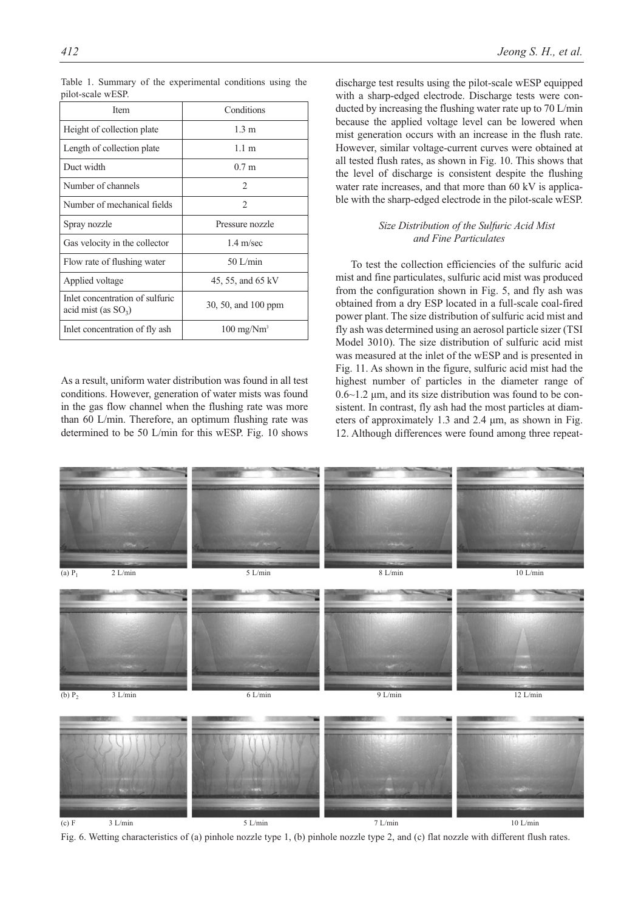Table 1. Summary of the experimental conditions using the pilot-scale wESP.

| Item | Conditions |
|---|---|
| Height of collection plate | 1.3 m |
| Length of collection plate | 1.1 m |
| Duct width | 0.7 m |
| Number of channels | 2 |
| Number of mechanical fields | 2 |
| Spray nozzle | Pressure nozzle |
| Gas velocity in the collector | 1.4 m/sec |
| Flow rate of flushing water | 50 L/min |
| Applied voltage | 45, 55, and 65 kV |
| Inlet concentration of sulfuric acid mist (as $SO_3$) | 30, 50, and 100 ppm |
| Inlet concentration of fly ash | 100 mg/Nm$^3$ |

As a result, uniform water distribution was found in all test conditions. However, generation of water mists was found in the gas flow channel when the flushing rate was more than 60 L/min. Therefore, an optimum flushing rate was determined to be 50 L/min for this wESP. Fig. 10 shows discharge test results using the pilot-scale wESP equipped with a sharp-edged electrode. Discharge tests were conducted by increasing the flushing water rate up to 70 L/min because the applied voltage level can be lowered when mist generation occurs with an increase in the flush rate. However, similar voltage-current curves were obtained at all tested flush rates, as shown in Fig. 10. This shows that the level of discharge is consistent despite the flushing water rate increases, and that more than 60 kV is applicable with the sharp-edged electrode in the pilot-scale wESP.

### *Size Distribution of the Sulfuric Acid Mist and Fine Particulates*

To test the collection efficiencies of the sulfuric acid mist and fine particulates, sulfuric acid mist was produced from the configuration shown in Fig. 5, and fly ash was obtained from a dry ESP located in a full-scale coal-fired power plant. The size distribution of sulfuric acid mist and fly ash was determined using an aerosol particle sizer (TSI Model 3010). The size distribution of sulfuric acid mist was measured at the inlet of the wESP and is presented in Fig. 11. As shown in the figure, sulfuric acid mist had the highest number of particles in the diameter range of 0.6~1.2 μm, and its size distribution was found to be consistent. In contrast, fly ash had the most particles at diameters of approximately 1.3 and 2.4 μm, as shown in Fig. 12. Although differences were found among three repeat-

(a) $P_1$ 2 L/min 5 L/min 8 L/min 10 L/min

(b) $P_2$ 3 L/min 6 L/min 9 L/min 12 L/min

(c) F 3 L/min 5 L/min 7 L/min 10 L/min

Fig. 6. Wetting characteristics of (a) pinhole nozzle type 1, (b) pinhole nozzle type 2, and (c) flat nozzle with different flush rates.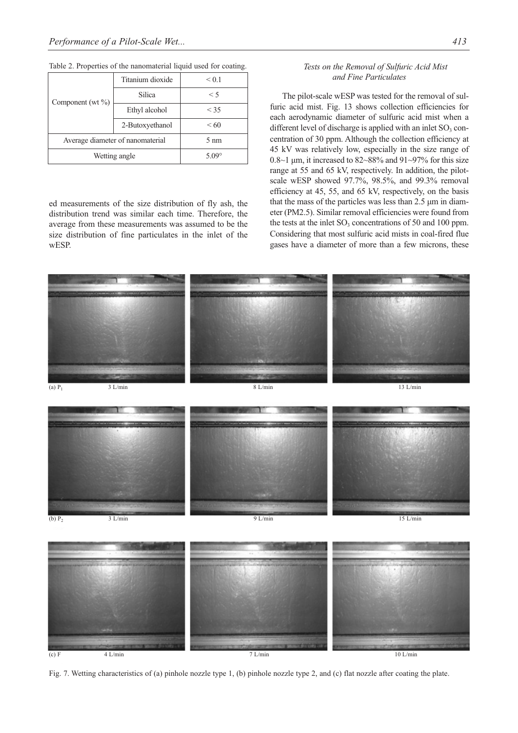Table 2. Properties of the nanomaterial liquid used for coating.

| Component (wt %) | Titanium dioxide | < 0.1 |
|---|---|---|
| | Silica | < 5 |
| | Ethyl alcohol | < 35 |
| | 2-Butoxyethanol | < 60 |
| Average diameter of nanomaterial | | 5 nm |
| Wetting angle | | 5.09° |

ed measurements of the size distribution of fly ash, the distribution trend was similar each time. Therefore, the average from these measurements was assumed to be the size distribution of fine particulates in the inlet of the wESP.

*Tests on the Removal of Sulfuric Acid Mist and Fine Particulates*

The pilot-scale wESP was tested for the removal of sulfuric acid mist. Fig. 13 shows collection efficiencies for each aerodynamic diameter of sulfuric acid mist when a different level of discharge is applied with an inlet $SO_3$ concentration of 30 ppm. Although the collection efficiency at 45 kV was relatively low, especially in the size range of 0.8~1 μm, it increased to 82~88% and 91~97% for this size range at 55 and 65 kV, respectively. In addition, the pilot-scale wESP showed 97.7%, 98.5%, and 99.3% removal efficiency at 45, 55, and 65 kV, respectively, on the basis that the mass of the particles was less than 2.5 μm in diameter (PM2.5). Similar removal efficiencies were found from the tests at the inlet $SO_3$ concentrations of 50 and 100 ppm. Considering that most sulfuric acid mists in coal-fired flue gases have a diameter of more than a few microns, these

(a) $P_1$ 3 L/min 8 L/min 13 L/min

(b) $P_2$ 3 L/min 9 L/min 15 L/min

(c) F 4 L/min 7 L/min 10 L/min

Fig. 7. Wetting characteristics of (a) pinhole nozzle type 1, (b) pinhole nozzle type 2, and (c) flat nozzle after coating the plate.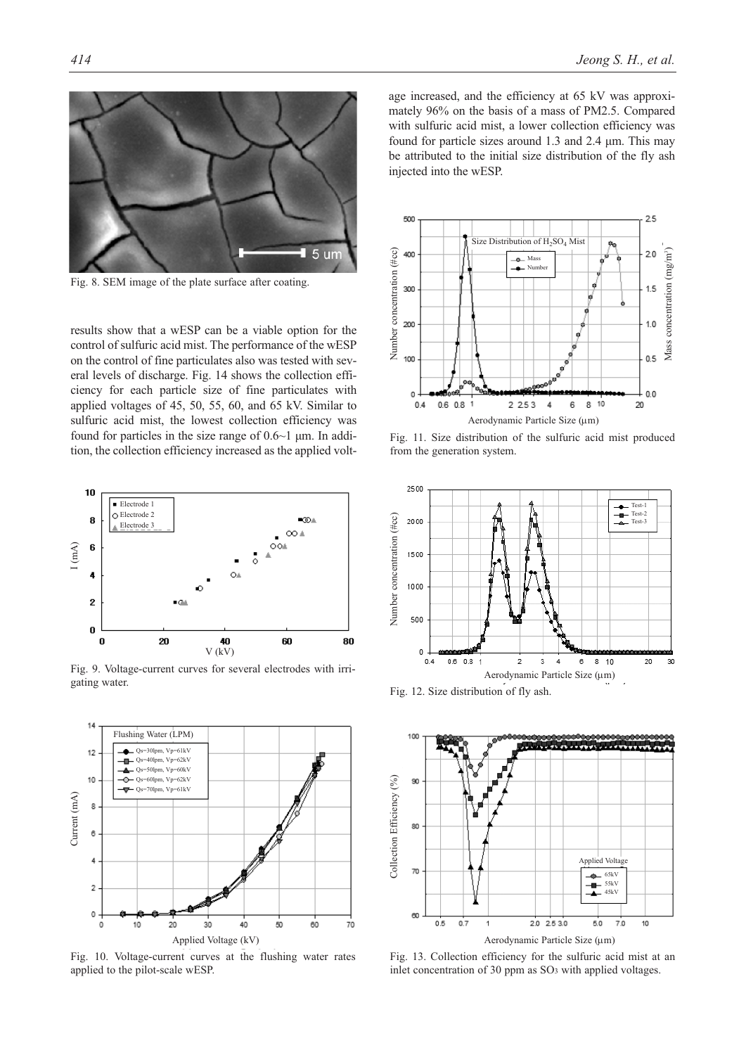Fig. 8. SEM image of the plate surface after coating.

results show that a wESP can be a viable option for the control of sulfuric acid mist. The performance of the wESP on the control of fine particulates also was tested with several levels of discharge. Fig. 14 shows the collection efficiency for each particle size of fine particulates with applied voltages of 45, 50, 55, 60, and 65 kV. Similar to sulfuric acid mist, the lowest collection efficiency was found for particles in the size range of 0.6~1 μm. In addition, the collection efficiency increased as the applied voltage increased, and the efficiency at 65 kV was approximately 96% on the basis of a mass of PM2.5. Compared with sulfuric acid mist, a lower collection efficiency was found for particle sizes around 1.3 and 2.4 μm. This may be attributed to the initial size distribution of the fly ash injected into the wESP.

Fig. 9. Voltage-current curves for several electrodes with irrigating water.

Fig. 10. Voltage-current curves at the flushing water rates applied to the pilot-scale wESP.

Fig. 11. Size distribution of the sulfuric acid mist produced from the generation system.

Fig. 12. Size distribution of fly ash.

Fig. 13. Collection efficiency for the sulfuric acid mist at an inlet concentration of 30 ppm as $SO_3$ with applied voltages.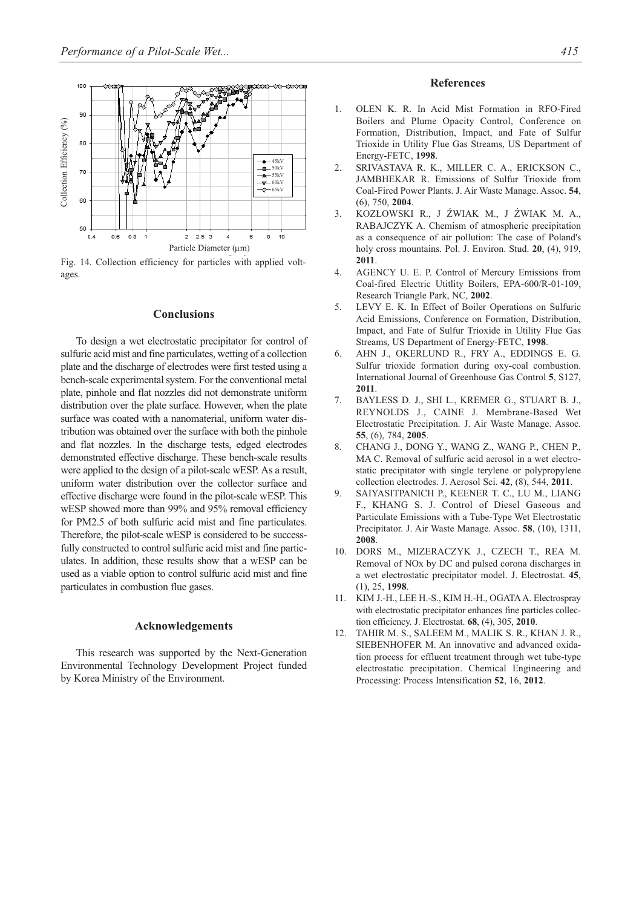100
90
80
70
60
50
0.4 0.6 0.8 1 2 2.5 3 4 6 8 10
Collection Efficiency (%)
Particle Diameter (μm)
45kV
50kV
55kV
60kV
65kV

Fig. 14. Collection efficiency for particles with applied voltages.

## Conclusions

To design a wet electrostatic precipitator for control of sulfuric acid mist and fine particulates, wetting of a collection plate and the discharge of electrodes were first tested using a bench-scale experimental system. For the conventional metal plate, pinhole and flat nozzles did not demonstrate uniform distribution over the plate surface. However, when the plate surface was coated with a nanomaterial, uniform water distribution was obtained over the surface with both the pinhole and flat nozzles. In the discharge tests, edged electrodes demonstrated effective discharge. These bench-scale results were applied to the design of a pilot-scale wESP. As a result, uniform water distribution over the collector surface and effective discharge were found in the pilot-scale wESP. This wESP showed more than 99% and 95% removal efficiency for PM2.5 of both sulfuric acid mist and fine particulates. Therefore, the pilot-scale wESP is considered to be successfully constructed to control sulfuric acid mist and fine particulates. In addition, these results show that a wESP can be used as a viable option to control sulfuric acid mist and fine particulates in combustion flue gases.

## Acknowledgements

This research was supported by the Next-Generation Environmental Technology Development Project funded by Korea Ministry of the Environment.

## References

1. OLEN K. R. In Acid Mist Formation in RFO-Fired Boilers and Plume Opacity Control, Conference on Formation, Distribution, Impact, and Fate of Sulfur Trioxide in Utility Flue Gas Streams, US Department of Energy-FETC, **1998**.
2. SRIVASTAVA R. K., MILLER C. A., ERICKSON C., JAMBHEKAR R. Emissions of Sulfur Trioxide from Coal-Fired Power Plants. J. Air Waste Manage. Assoc. **54**, (6), 750, **2004**.
3. KOZŁOWSKI R., J ŹWIAK M., J ŹWIAK M. A., RABAJCZYK A. Chemism of atmospheric precipitation as a consequence of air pollution: The case of Poland's holy cross mountains. Pol. J. Environ. Stud. **20**, (4), 919, **2011**.
4. AGENCY U. E. P. Control of Mercury Emissions from Coal-fired Electric Utitlity Boilers, EPA-600/R-01-109, Research Triangle Park, NC, **2002**.
5. LEVY E. K. In Effect of Boiler Operations on Sulfuric Acid Emissions, Conference on Formation, Distribution, Impact, and Fate of Sulfur Trioxide in Utility Flue Gas Streams, US Department of Energy-FETC, **1998**.
6. AHN J., OKERLUND R., FRY A., EDDINGS E. G. Sulfur trioxide formation during oxy-coal combustion. International Journal of Greenhouse Gas Control **5**, S127, **2011**.
7. BAYLESS D. J., SHI L., KREMER G., STUART B. J., REYNOLDS J., CAINE J. Membrane-Based Wet Electrostatic Precipitation. J. Air Waste Manage. Assoc. **55**, (6), 784, **2005**.
8. CHANG J., DONG Y., WANG Z., WANG P., CHEN P., MA C. Removal of sulfuric acid aerosol in a wet electrostatic precipitator with single terylene or polypropylene collection electrodes. J. Aerosol Sci. **42**, (8), 544, **2011**.
9. SAIYASITPANICH P., KEENER T. C., LU M., LIANG F., KHANG S. J. Control of Diesel Gaseous and Particulate Emissions with a Tube-Type Wet Electrostatic Precipitator. J. Air Waste Manage. Assoc. **58**, (10), 1311, **2008**.
10. DORS M., MIZERACZYK J., CZECH T., REA M. Removal of NOx by DC and pulsed corona discharges in a wet electrostatic precipitator model. J. Electrostat. **45**, (1), 25, **1998**.
11. KIM J.-H., LEE H.-S., KIM H.-H., OGATA A. Electrospray with electrostatic precipitator enhances fine particles collection efficiency. J. Electrostat. **68**, (4), 305, **2010**.
12. TAHIR M. S., SALEEM M., MALIK S. R., KHAN J. R., SIEBENHOFER M. An innovative and advanced oxidation process for effluent treatment through wet tube-type electrostatic precipitation. Chemical Engineering and Processing: Process Intensification **52**, 16, **2012**.